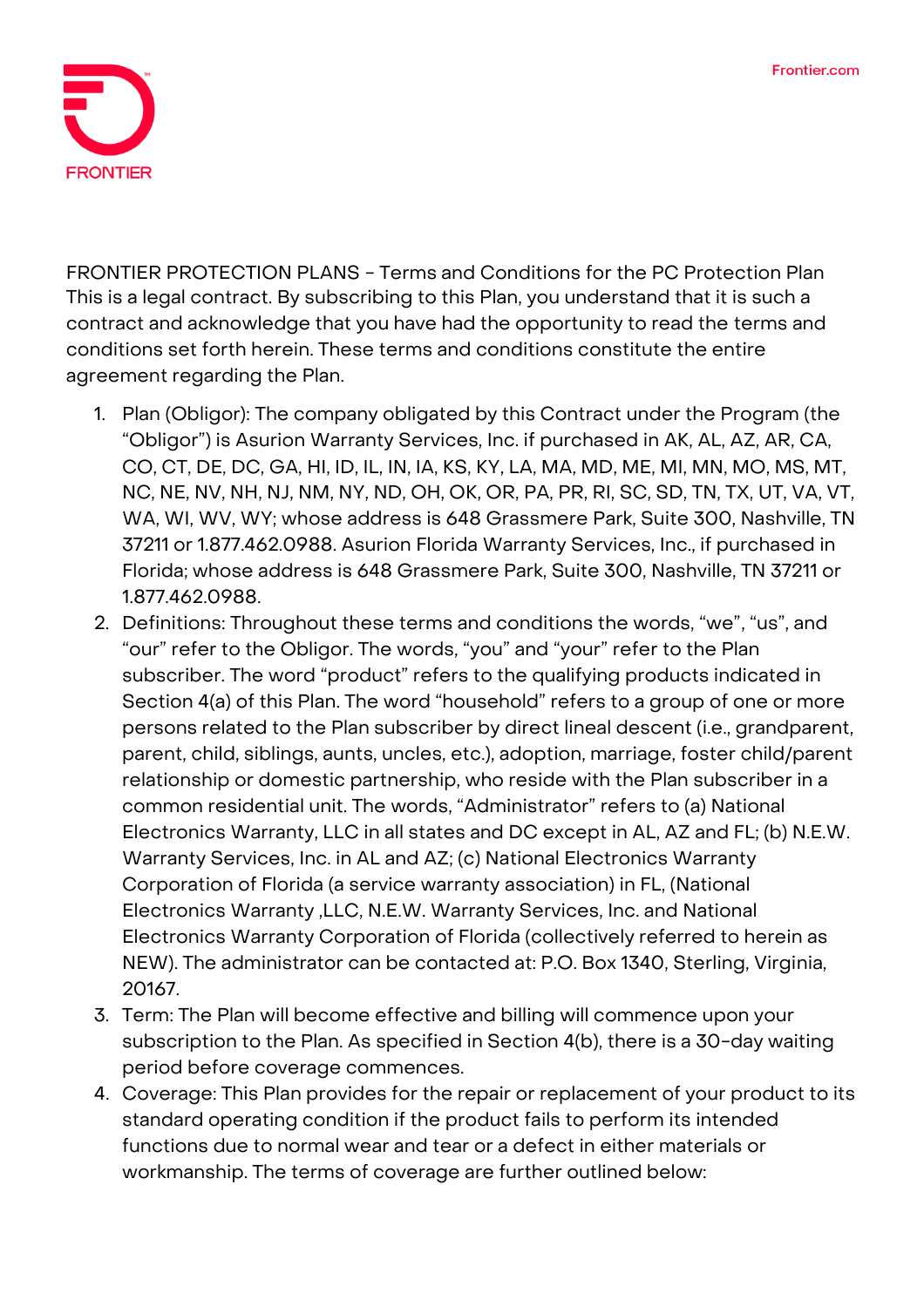FRONTIER PROTECTION PLANS - Terms and Conditions for the PC Protection Plan

This is a legal contract. By subscribing to this Plan, you understand that it is such a contract and acknowledge that you have had the opportunity to read the terms and conditions set forth herein. These terms and conditions constitute the entire agreement regarding the Plan.

1. Plan (Obligor): The company obligated by this Contract under the Program (the "Obligor") is Asurion Warranty Services, Inc. if purchased in AK, AL, AZ, AR, CA, CO, CT, DE, DC, GA, HI, ID, IL, IN, IA, KS, KY, LA, MA, MD, ME, MI, MN, MO, MS, MT, NC, NE, NV, NH, NJ, NM, NY, ND, OH, OK, OR, PA, PR, RI, SC, SD, TN, TX, UT, VA, VT, WA, WI, WV, WY; whose address is 648 Grassmere Park, Suite 300, Nashville, TN 37211 or 1.877.462.0988. Asurion Florida Warranty Services, Inc., if purchased in Florida; whose address is 648 Grassmere Park, Suite 300, Nashville, TN 37211 or 1.877.462.0988.
2. Definitions: Throughout these terms and conditions the words, "we", "us", and "our" refer to the Obligor. The words, "you" and "your" refer to the Plan subscriber. The word "product" refers to the qualifying products indicated in Section 4(a) of this Plan. The word "household" refers to a group of one or more persons related to the Plan subscriber by direct lineal descent (i.e., grandparent, parent, child, siblings, aunts, uncles, etc.), adoption, marriage, foster child/parent relationship or domestic partnership, who reside with the Plan subscriber in a common residential unit. The words, "Administrator" refers to (a) National Electronics Warranty, LLC in all states and DC except in AL, AZ and FL; (b) N.E.W. Warranty Services, Inc. in AL and AZ; (c) National Electronics Warranty Corporation of Florida (a service warranty association) in FL, (National Electronics Warranty ,LLC, N.E.W. Warranty Services, Inc. and National Electronics Warranty Corporation of Florida (collectively referred to herein as NEW). The administrator can be contacted at: P.O. Box 1340, Sterling, Virginia, 20167.
3. Term: The Plan will become effective and billing will commence upon your subscription to the Plan. As specified in Section 4(b), there is a 30-day waiting period before coverage commences.
4. Coverage: This Plan provides for the repair or replacement of your product to its standard operating condition if the product fails to perform its intended functions due to normal wear and tear or a defect in either materials or workmanship. The terms of coverage are further outlined below: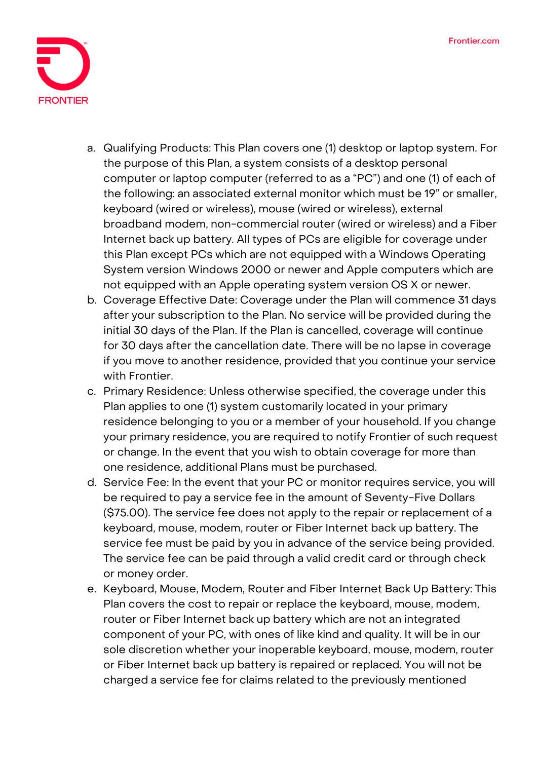a. Qualifying Products: This Plan covers one (1) desktop or laptop system. For the purpose of this Plan, a system consists of a desktop personal computer or laptop computer (referred to as a "PC") and one (1) of each of the following: an associated external monitor which must be 19" or smaller, keyboard (wired or wireless), mouse (wired or wireless), external broadband modem, non-commercial router (wired or wireless) and a Fiber Internet back up battery. All types of PCs are eligible for coverage under this Plan except PCs which are not equipped with a Windows Operating System version Windows 2000 or newer and Apple computers which are not equipped with an Apple operating system version OS X or newer.

b. Coverage Effective Date: Coverage under the Plan will commence 31 days after your subscription to the Plan. No service will be provided during the initial 30 days of the Plan. If the Plan is cancelled, coverage will continue for 30 days after the cancellation date. There will be no lapse in coverage if you move to another residence, provided that you continue your service with Frontier.

c. Primary Residence: Unless otherwise specified, the coverage under this Plan applies to one (1) system customarily located in your primary residence belonging to you or a member of your household. If you change your primary residence, you are required to notify Frontier of such request or change. In the event that you wish to obtain coverage for more than one residence, additional Plans must be purchased.

d. Service Fee: In the event that your PC or monitor requires service, you will be required to pay a service fee in the amount of Seventy-Five Dollars ($75.00). The service fee does not apply to the repair or replacement of a keyboard, mouse, modem, router or Fiber Internet back up battery. The service fee must be paid by you in advance of the service being provided. The service fee can be paid through a valid credit card or through check or money order.

e. Keyboard, Mouse, Modem, Router and Fiber Internet Back Up Battery: This Plan covers the cost to repair or replace the keyboard, mouse, modem, router or Fiber Internet back up battery which are not an integrated component of your PC, with ones of like kind and quality. It will be in our sole discretion whether your inoperable keyboard, mouse, modem, router or Fiber Internet back up battery is repaired or replaced. You will not be charged a service fee for claims related to the previously mentioned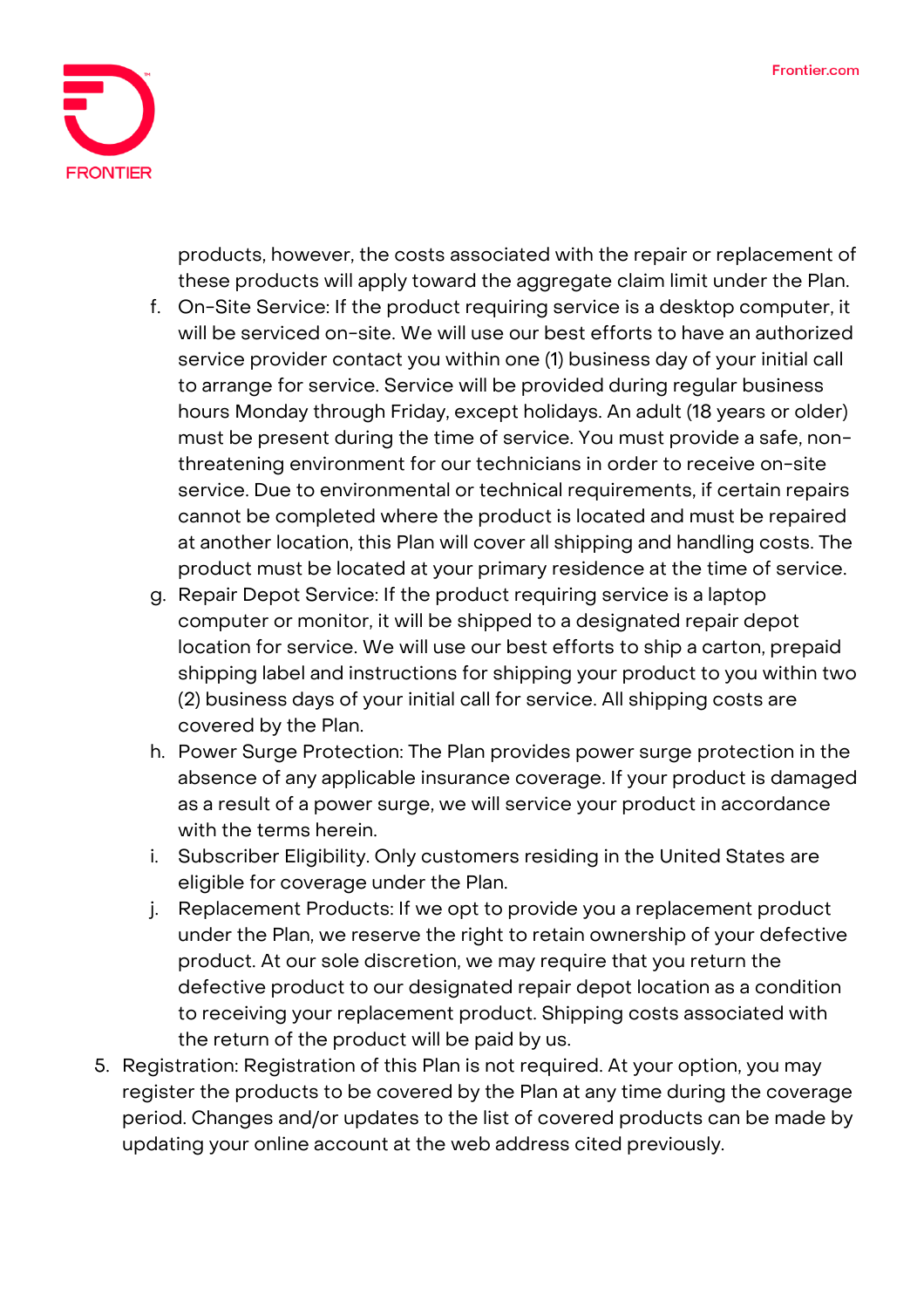products, however, the costs associated with the repair or replacement of these products will apply toward the aggregate claim limit under the Plan.

f. On-Site Service: If the product requiring service is a desktop computer, it will be serviced on-site. We will use our best efforts to have an authorized service provider contact you within one (1) business day of your initial call to arrange for service. Service will be provided during regular business hours Monday through Friday, except holidays. An adult (18 years or older) must be present during the time of service. You must provide a safe, non-threatening environment for our technicians in order to receive on-site service. Due to environmental or technical requirements, if certain repairs cannot be completed where the product is located and must be repaired at another location, this Plan will cover all shipping and handling costs. The product must be located at your primary residence at the time of service.

g. Repair Depot Service: If the product requiring service is a laptop computer or monitor, it will be shipped to a designated repair depot location for service. We will use our best efforts to ship a carton, prepaid shipping label and instructions for shipping your product to you within two (2) business days of your initial call for service. All shipping costs are covered by the Plan.

h. Power Surge Protection: The Plan provides power surge protection in the absence of any applicable insurance coverage. If your product is damaged as a result of a power surge, we will service your product in accordance with the terms herein.

i. Subscriber Eligibility. Only customers residing in the United States are eligible for coverage under the Plan.

j. Replacement Products: If we opt to provide you a replacement product under the Plan, we reserve the right to retain ownership of your defective product. At our sole discretion, we may require that you return the defective product to our designated repair depot location as a condition to receiving your replacement product. Shipping costs associated with the return of the product will be paid by us.

5. Registration: Registration of this Plan is not required. At your option, you may register the products to be covered by the Plan at any time during the coverage period. Changes and/or updates to the list of covered products can be made by updating your online account at the web address cited previously.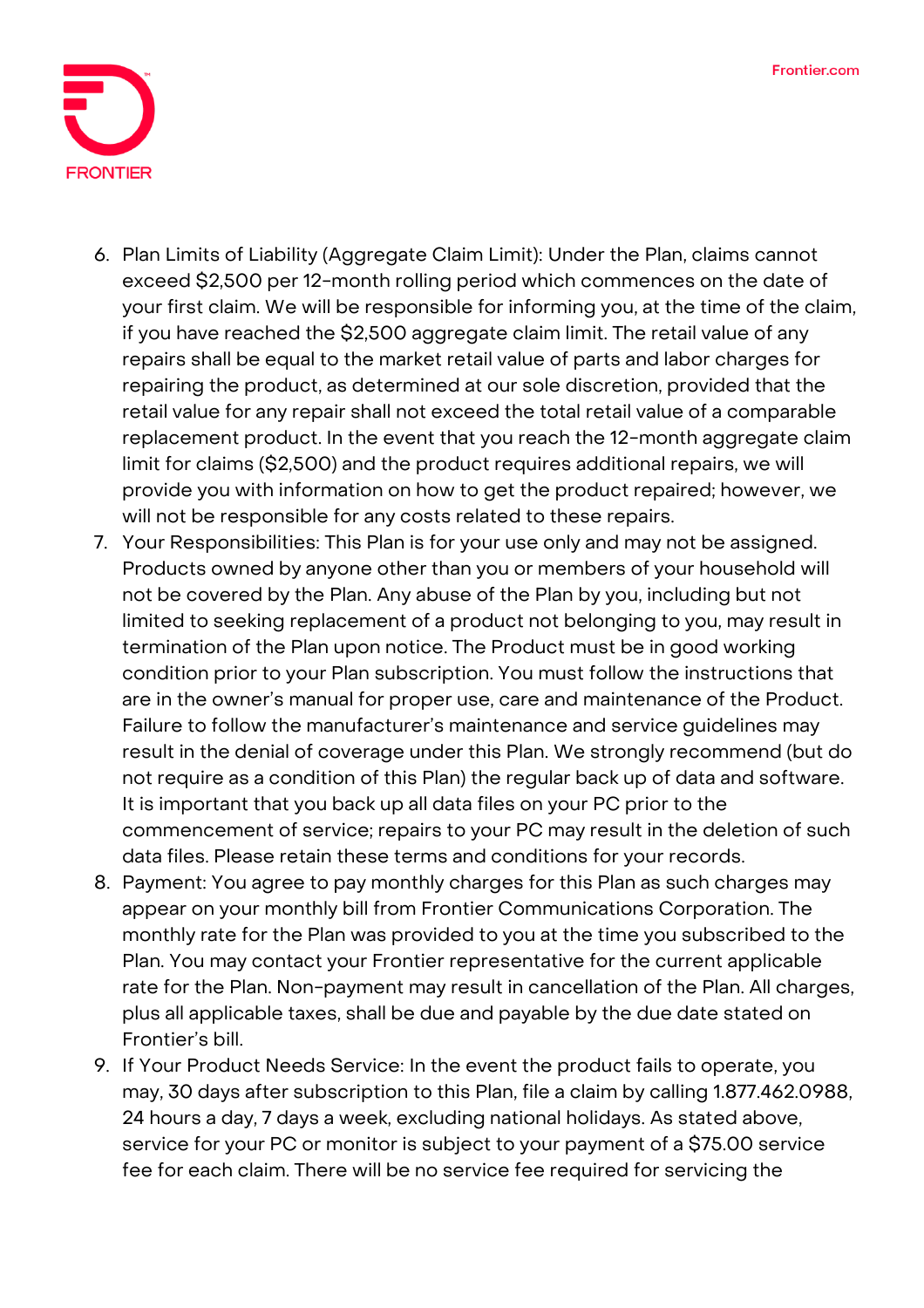6. Plan Limits of Liability (Aggregate Claim Limit): Under the Plan, claims cannot exceed $2,500 per 12-month rolling period which commences on the date of your first claim. We will be responsible for informing you, at the time of the claim, if you have reached the $2,500 aggregate claim limit. The retail value of any repairs shall be equal to the market retail value of parts and labor charges for repairing the product, as determined at our sole discretion, provided that the retail value for any repair shall not exceed the total retail value of a comparable replacement product. In the event that you reach the 12-month aggregate claim limit for claims ($2,500) and the product requires additional repairs, we will provide you with information on how to get the product repaired; however, we will not be responsible for any costs related to these repairs.
7. Your Responsibilities: This Plan is for your use only and may not be assigned. Products owned by anyone other than you or members of your household will not be covered by the Plan. Any abuse of the Plan by you, including but not limited to seeking replacement of a product not belonging to you, may result in termination of the Plan upon notice. The Product must be in good working condition prior to your Plan subscription. You must follow the instructions that are in the owner's manual for proper use, care and maintenance of the Product. Failure to follow the manufacturer's maintenance and service guidelines may result in the denial of coverage under this Plan. We strongly recommend (but do not require as a condition of this Plan) the regular back up of data and software. It is important that you back up all data files on your PC prior to the commencement of service; repairs to your PC may result in the deletion of such data files. Please retain these terms and conditions for your records.
8. Payment: You agree to pay monthly charges for this Plan as such charges may appear on your monthly bill from Frontier Communications Corporation. The monthly rate for the Plan was provided to you at the time you subscribed to the Plan. You may contact your Frontier representative for the current applicable rate for the Plan. Non-payment may result in cancellation of the Plan. All charges, plus all applicable taxes, shall be due and payable by the due date stated on Frontier's bill.
9. If Your Product Needs Service: In the event the product fails to operate, you may, 30 days after subscription to this Plan, file a claim by calling 1.877.462.0988, 24 hours a day, 7 days a week, excluding national holidays. As stated above, service for your PC or monitor is subject to your payment of a $75.00 service fee for each claim. There will be no service fee required for servicing the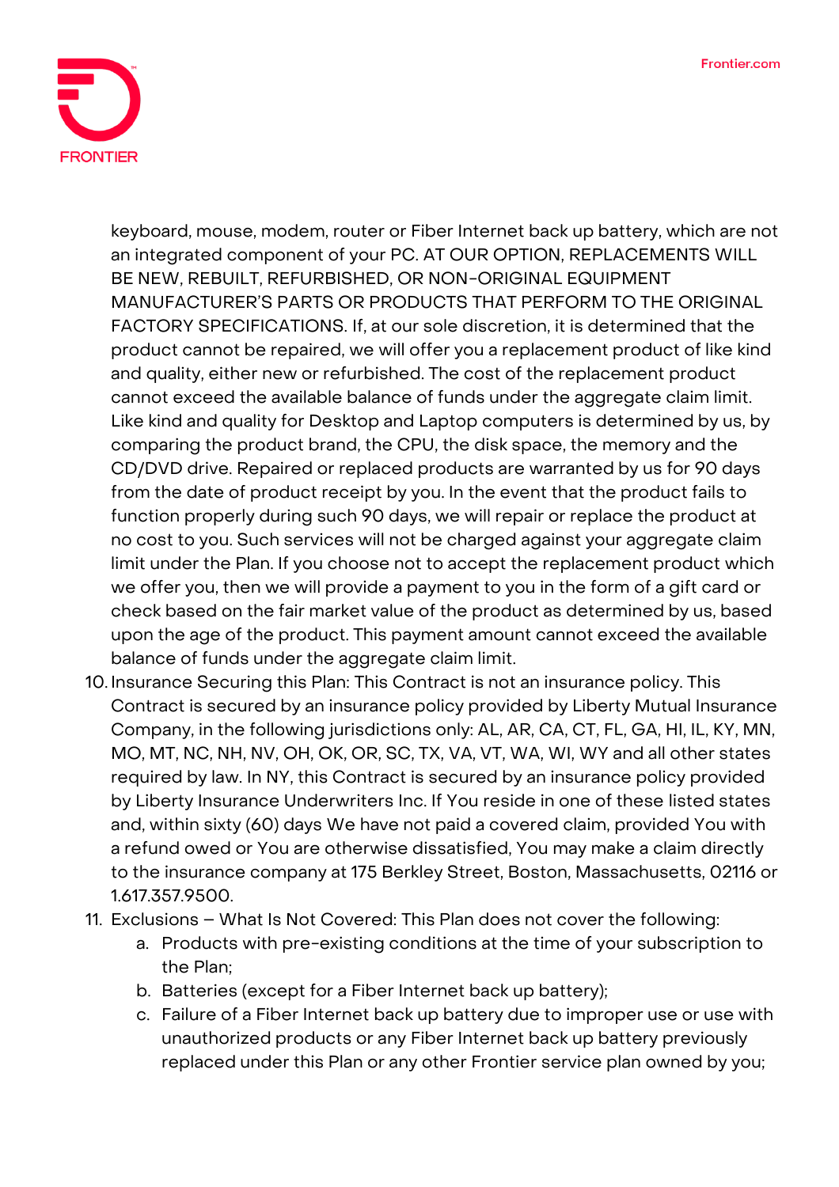keyboard, mouse, modem, router or Fiber Internet back up battery, which are not an integrated component of your PC. AT OUR OPTION, REPLACEMENTS WILL BE NEW, REBUILT, REFURBISHED, OR NON-ORIGINAL EQUIPMENT MANUFACTURER'S PARTS OR PRODUCTS THAT PERFORM TO THE ORIGINAL FACTORY SPECIFICATIONS. If, at our sole discretion, it is determined that the product cannot be repaired, we will offer you a replacement product of like kind and quality, either new or refurbished. The cost of the replacement product cannot exceed the available balance of funds under the aggregate claim limit. Like kind and quality for Desktop and Laptop computers is determined by us, by comparing the product brand, the CPU, the disk space, the memory and the CD/DVD drive. Repaired or replaced products are warranted by us for 90 days from the date of product receipt by you. In the event that the product fails to function properly during such 90 days, we will repair or replace the product at no cost to you. Such services will not be charged against your aggregate claim limit under the Plan. If you choose not to accept the replacement product which we offer you, then we will provide a payment to you in the form of a gift card or check based on the fair market value of the product as determined by us, based upon the age of the product. This payment amount cannot exceed the available balance of funds under the aggregate claim limit.

10. Insurance Securing this Plan: This Contract is not an insurance policy. This Contract is secured by an insurance policy provided by Liberty Mutual Insurance Company, in the following jurisdictions only: AL, AR, CA, CT, FL, GA, HI, IL, KY, MN, MO, MT, NC, NH, NV, OH, OK, OR, SC, TX, VA, VT, WA, WI, WY and all other states required by law. In NY, this Contract is secured by an insurance policy provided by Liberty Insurance Underwriters Inc. If You reside in one of these listed states and, within sixty (60) days We have not paid a covered claim, provided You with a refund owed or You are otherwise dissatisfied, You may make a claim directly to the insurance company at 175 Berkley Street, Boston, Massachusetts, 02116 or 1.617.357.9500.
11. Exclusions – What Is Not Covered: This Plan does not cover the following:
    a. Products with pre-existing conditions at the time of your subscription to the Plan;
    b. Batteries (except for a Fiber Internet back up battery);
    c. Failure of a Fiber Internet back up battery due to improper use or use with unauthorized products or any Fiber Internet back up battery previously replaced under this Plan or any other Frontier service plan owned by you;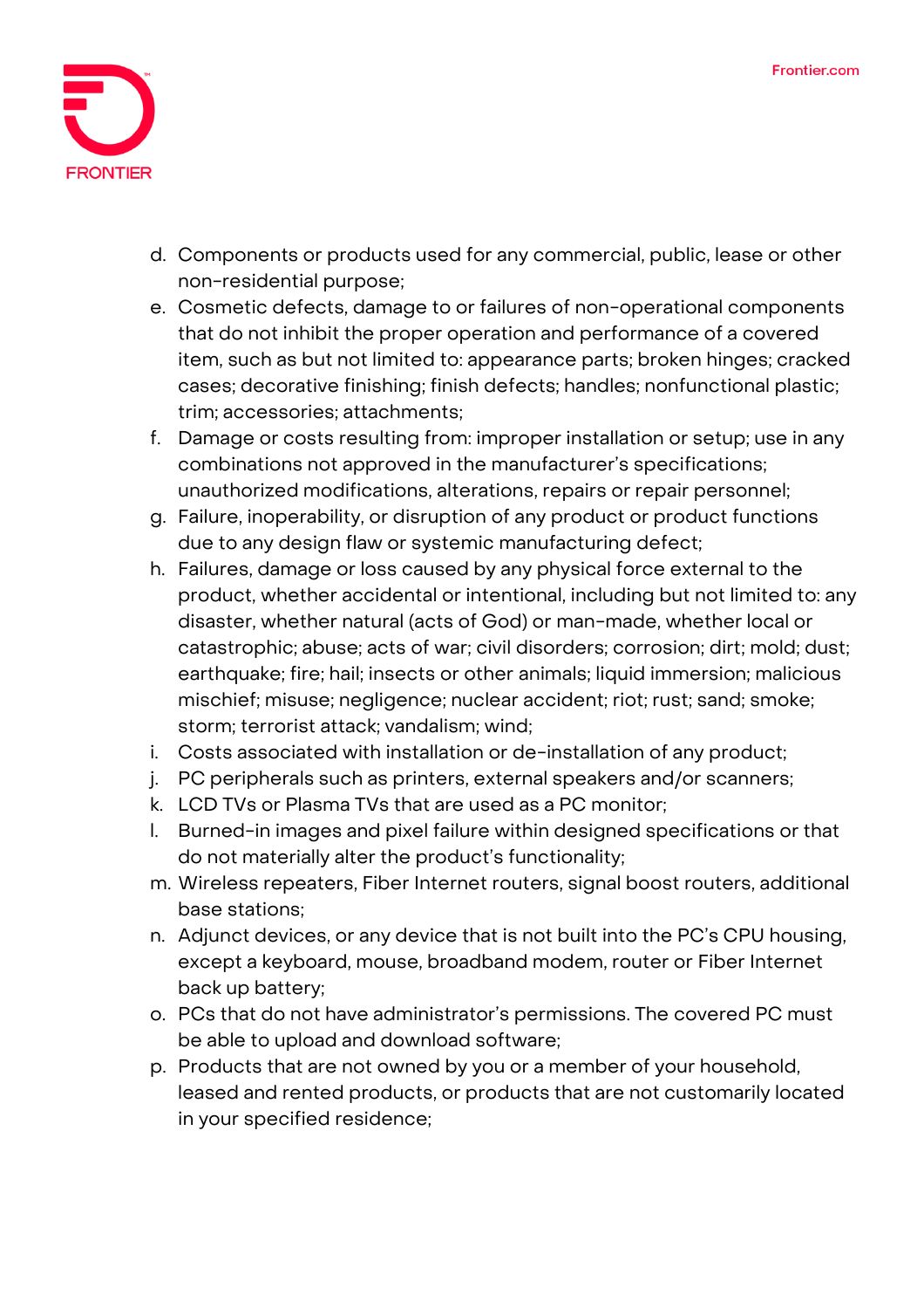d. Components or products used for any commercial, public, lease or other non-residential purpose;
e. Cosmetic defects, damage to or failures of non-operational components that do not inhibit the proper operation and performance of a covered item, such as but not limited to: appearance parts; broken hinges; cracked cases; decorative finishing; finish defects; handles; nonfunctional plastic; trim; accessories; attachments;
f. Damage or costs resulting from: improper installation or setup; use in any combinations not approved in the manufacturer's specifications; unauthorized modifications, alterations, repairs or repair personnel;
g. Failure, inoperability, or disruption of any product or product functions due to any design flaw or systemic manufacturing defect;
h. Failures, damage or loss caused by any physical force external to the product, whether accidental or intentional, including but not limited to: any disaster, whether natural (acts of God) or man-made, whether local or catastrophic; abuse; acts of war; civil disorders; corrosion; dirt; mold; dust; earthquake; fire; hail; insects or other animals; liquid immersion; malicious mischief; misuse; negligence; nuclear accident; riot; rust; sand; smoke; storm; terrorist attack; vandalism; wind;
i. Costs associated with installation or de-installation of any product;
j. PC peripherals such as printers, external speakers and/or scanners;
k. LCD TVs or Plasma TVs that are used as a PC monitor;
l. Burned-in images and pixel failure within designed specifications or that do not materially alter the product's functionality;
m. Wireless repeaters, Fiber Internet routers, signal boost routers, additional base stations;
n. Adjunct devices, or any device that is not built into the PC's CPU housing, except a keyboard, mouse, broadband modem, router or Fiber Internet back up battery;
o. PCs that do not have administrator's permissions. The covered PC must be able to upload and download software;
p. Products that are not owned by you or a member of your household, leased and rented products, or products that are not customarily located in your specified residence;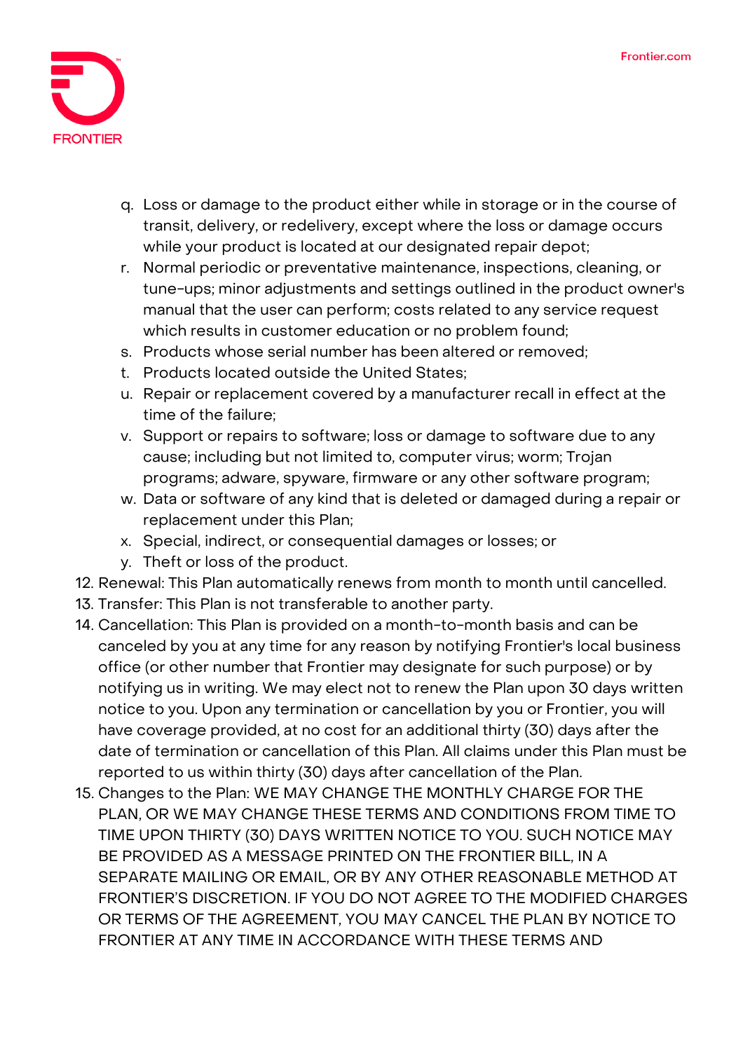q. Loss or damage to the product either while in storage or in the course of transit, delivery, or redelivery, except where the loss or damage occurs while your product is located at our designated repair depot;
r. Normal periodic or preventative maintenance, inspections, cleaning, or tune-ups; minor adjustments and settings outlined in the product owner's manual that the user can perform; costs related to any service request which results in customer education or no problem found;
s. Products whose serial number has been altered or removed;
t. Products located outside the United States;
u. Repair or replacement covered by a manufacturer recall in effect at the time of the failure;
v. Support or repairs to software; loss or damage to software due to any cause; including but not limited to, computer virus; worm; Trojan programs; adware, spyware, firmware or any other software program;
w. Data or software of any kind that is deleted or damaged during a repair or replacement under this Plan;
x. Special, indirect, or consequential damages or losses; or
y. Theft or loss of the product.

12. Renewal: This Plan automatically renews from month to month until cancelled.
13. Transfer: This Plan is not transferable to another party.
14. Cancellation: This Plan is provided on a month-to-month basis and can be canceled by you at any time for any reason by notifying Frontier's local business office (or other number that Frontier may designate for such purpose) or by notifying us in writing. We may elect not to renew the Plan upon 30 days written notice to you. Upon any termination or cancellation by you or Frontier, you will have coverage provided, at no cost for an additional thirty (30) days after the date of termination or cancellation of this Plan. All claims under this Plan must be reported to us within thirty (30) days after cancellation of the Plan.
15. Changes to the Plan: WE MAY CHANGE THE MONTHLY CHARGE FOR THE PLAN, OR WE MAY CHANGE THESE TERMS AND CONDITIONS FROM TIME TO TIME UPON THIRTY (30) DAYS WRITTEN NOTICE TO YOU. SUCH NOTICE MAY BE PROVIDED AS A MESSAGE PRINTED ON THE FRONTIER BILL, IN A SEPARATE MAILING OR EMAIL, OR BY ANY OTHER REASONABLE METHOD AT FRONTIER'S DISCRETION. IF YOU DO NOT AGREE TO THE MODIFIED CHARGES OR TERMS OF THE AGREEMENT, YOU MAY CANCEL THE PLAN BY NOTICE TO FRONTIER AT ANY TIME IN ACCORDANCE WITH THESE TERMS AND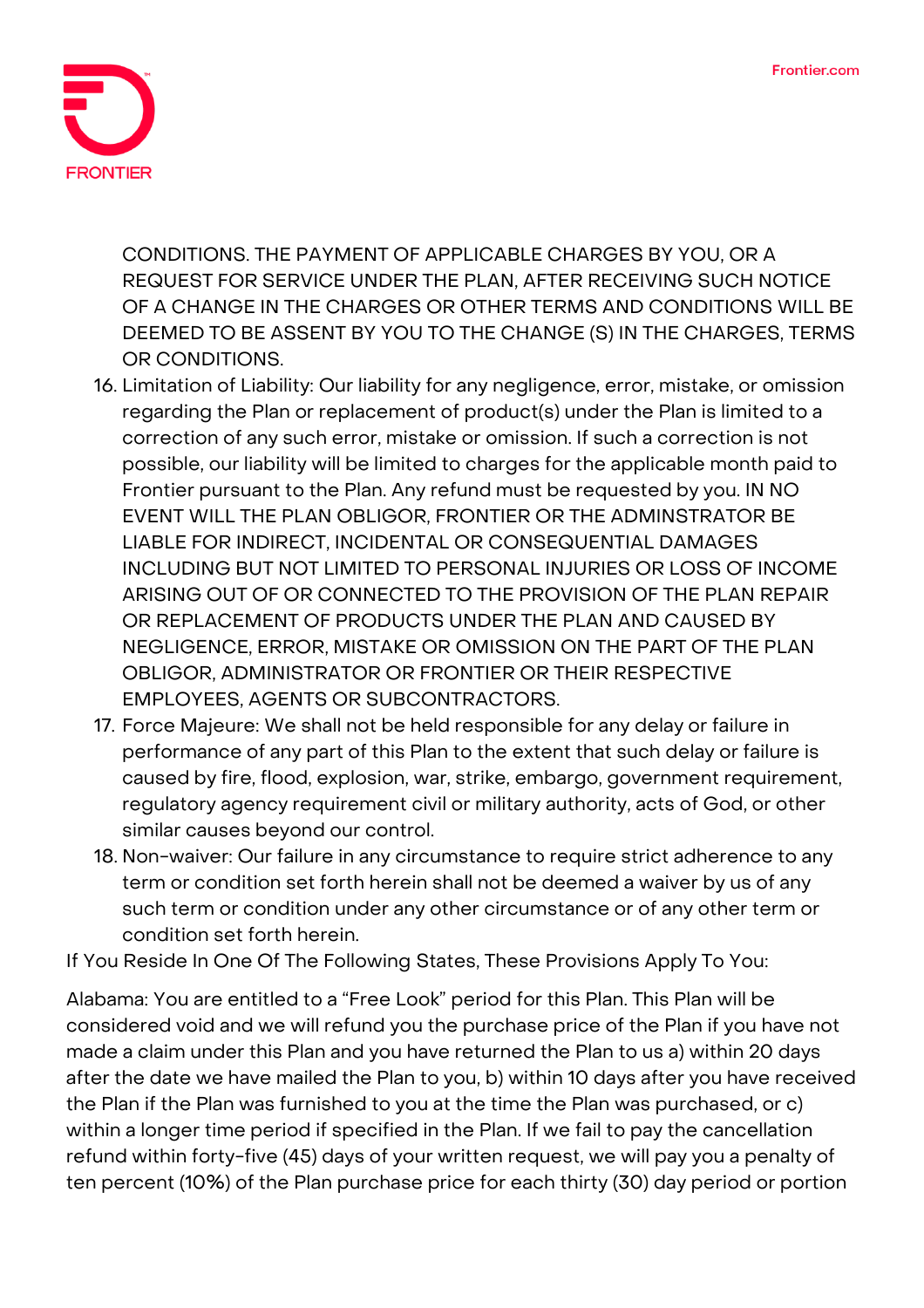CONDITIONS. THE PAYMENT OF APPLICABLE CHARGES BY YOU, OR A REQUEST FOR SERVICE UNDER THE PLAN, AFTER RECEIVING SUCH NOTICE OF A CHANGE IN THE CHARGES OR OTHER TERMS AND CONDITIONS WILL BE DEEMED TO BE ASSENT BY YOU TO THE CHANGE (S) IN THE CHARGES, TERMS OR CONDITIONS.

16. Limitation of Liability: Our liability for any negligence, error, mistake, or omission regarding the Plan or replacement of product(s) under the Plan is limited to a correction of any such error, mistake or omission. If such a correction is not possible, our liability will be limited to charges for the applicable month paid to Frontier pursuant to the Plan. Any refund must be requested by you. IN NO EVENT WILL THE PLAN OBLIGOR, FRONTIER OR THE ADMINSTRATOR BE LIABLE FOR INDIRECT, INCIDENTAL OR CONSEQUENTIAL DAMAGES INCLUDING BUT NOT LIMITED TO PERSONAL INJURIES OR LOSS OF INCOME ARISING OUT OF OR CONNECTED TO THE PROVISION OF THE PLAN REPAIR OR REPLACEMENT OF PRODUCTS UNDER THE PLAN AND CAUSED BY NEGLIGENCE, ERROR, MISTAKE OR OMISSION ON THE PART OF THE PLAN OBLIGOR, ADMINISTRATOR OR FRONTIER OR THEIR RESPECTIVE EMPLOYEES, AGENTS OR SUBCONTRACTORS.
17. Force Majeure: We shall not be held responsible for any delay or failure in performance of any part of this Plan to the extent that such delay or failure is caused by fire, flood, explosion, war, strike, embargo, government requirement, regulatory agency requirement civil or military authority, acts of God, or other similar causes beyond our control.
18. Non-waiver: Our failure in any circumstance to require strict adherence to any term or condition set forth herein shall not be deemed a waiver by us of any such term or condition under any other circumstance or of any other term or condition set forth herein.

If You Reside In One Of The Following States, These Provisions Apply To You:

Alabama: You are entitled to a "Free Look" period for this Plan. This Plan will be considered void and we will refund you the purchase price of the Plan if you have not made a claim under this Plan and you have returned the Plan to us a) within 20 days after the date we have mailed the Plan to you, b) within 10 days after you have received the Plan if the Plan was furnished to you at the time the Plan was purchased, or c) within a longer time period if specified in the Plan. If we fail to pay the cancellation refund within forty-five (45) days of your written request, we will pay you a penalty of ten percent (10%) of the Plan purchase price for each thirty (30) day period or portion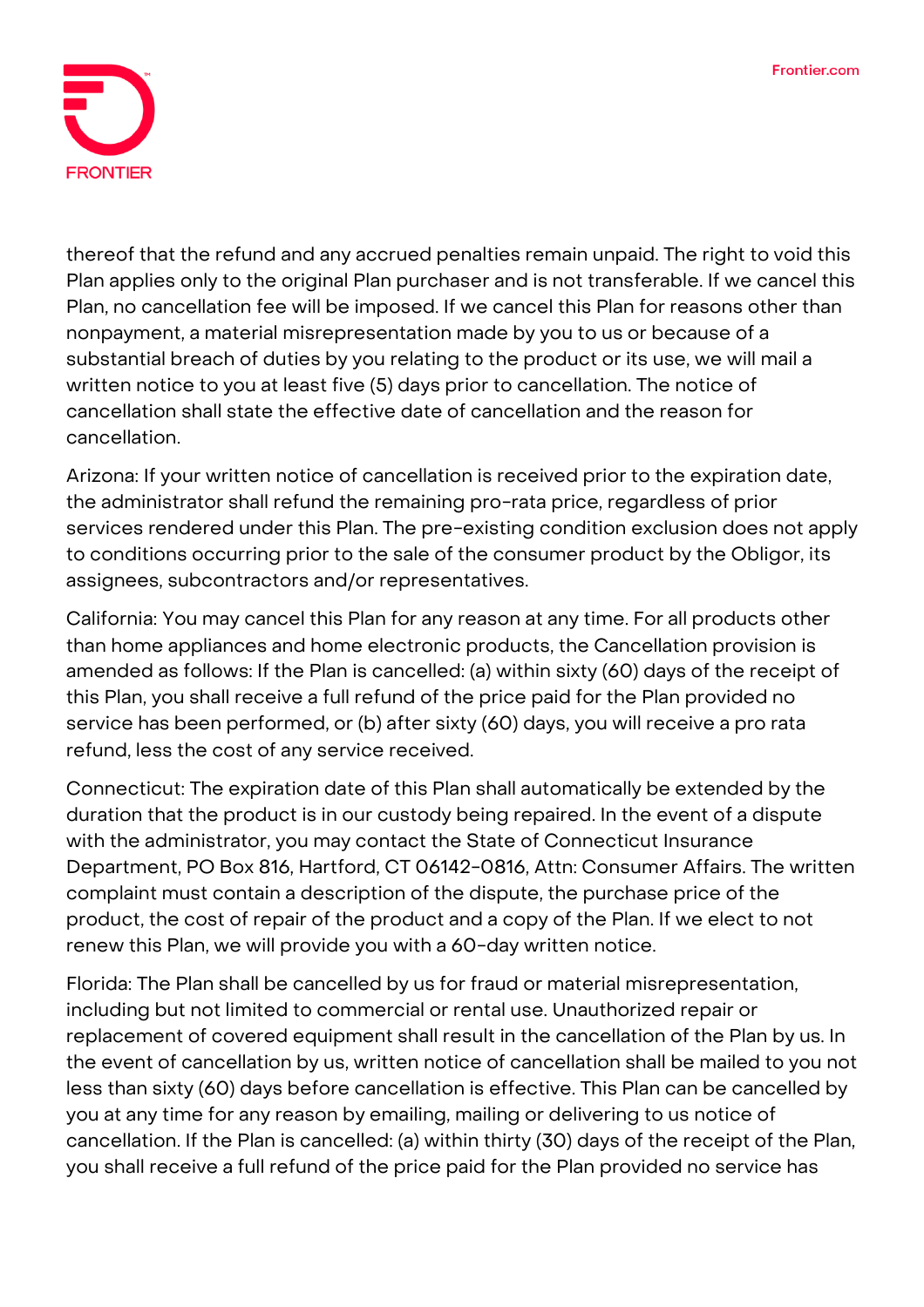thereof that the refund and any accrued penalties remain unpaid. The right to void this Plan applies only to the original Plan purchaser and is not transferable. If we cancel this Plan, no cancellation fee will be imposed. If we cancel this Plan for reasons other than nonpayment, a material misrepresentation made by you to us or because of a substantial breach of duties by you relating to the product or its use, we will mail a written notice to you at least five (5) days prior to cancellation. The notice of cancellation shall state the effective date of cancellation and the reason for cancellation.

Arizona: If your written notice of cancellation is received prior to the expiration date, the administrator shall refund the remaining pro-rata price, regardless of prior services rendered under this Plan. The pre-existing condition exclusion does not apply to conditions occurring prior to the sale of the consumer product by the Obligor, its assignees, subcontractors and/or representatives.

California: You may cancel this Plan for any reason at any time. For all products other than home appliances and home electronic products, the Cancellation provision is amended as follows: If the Plan is cancelled: (a) within sixty (60) days of the receipt of this Plan, you shall receive a full refund of the price paid for the Plan provided no service has been performed, or (b) after sixty (60) days, you will receive a pro rata refund, less the cost of any service received.

Connecticut: The expiration date of this Plan shall automatically be extended by the duration that the product is in our custody being repaired. In the event of a dispute with the administrator, you may contact the State of Connecticut Insurance Department, PO Box 816, Hartford, CT 06142-0816, Attn: Consumer Affairs. The written complaint must contain a description of the dispute, the purchase price of the product, the cost of repair of the product and a copy of the Plan. If we elect to not renew this Plan, we will provide you with a 60-day written notice.

Florida: The Plan shall be cancelled by us for fraud or material misrepresentation, including but not limited to commercial or rental use. Unauthorized repair or replacement of covered equipment shall result in the cancellation of the Plan by us. In the event of cancellation by us, written notice of cancellation shall be mailed to you not less than sixty (60) days before cancellation is effective. This Plan can be cancelled by you at any time for any reason by emailing, mailing or delivering to us notice of cancellation. If the Plan is cancelled: (a) within thirty (30) days of the receipt of the Plan, you shall receive a full refund of the price paid for the Plan provided no service has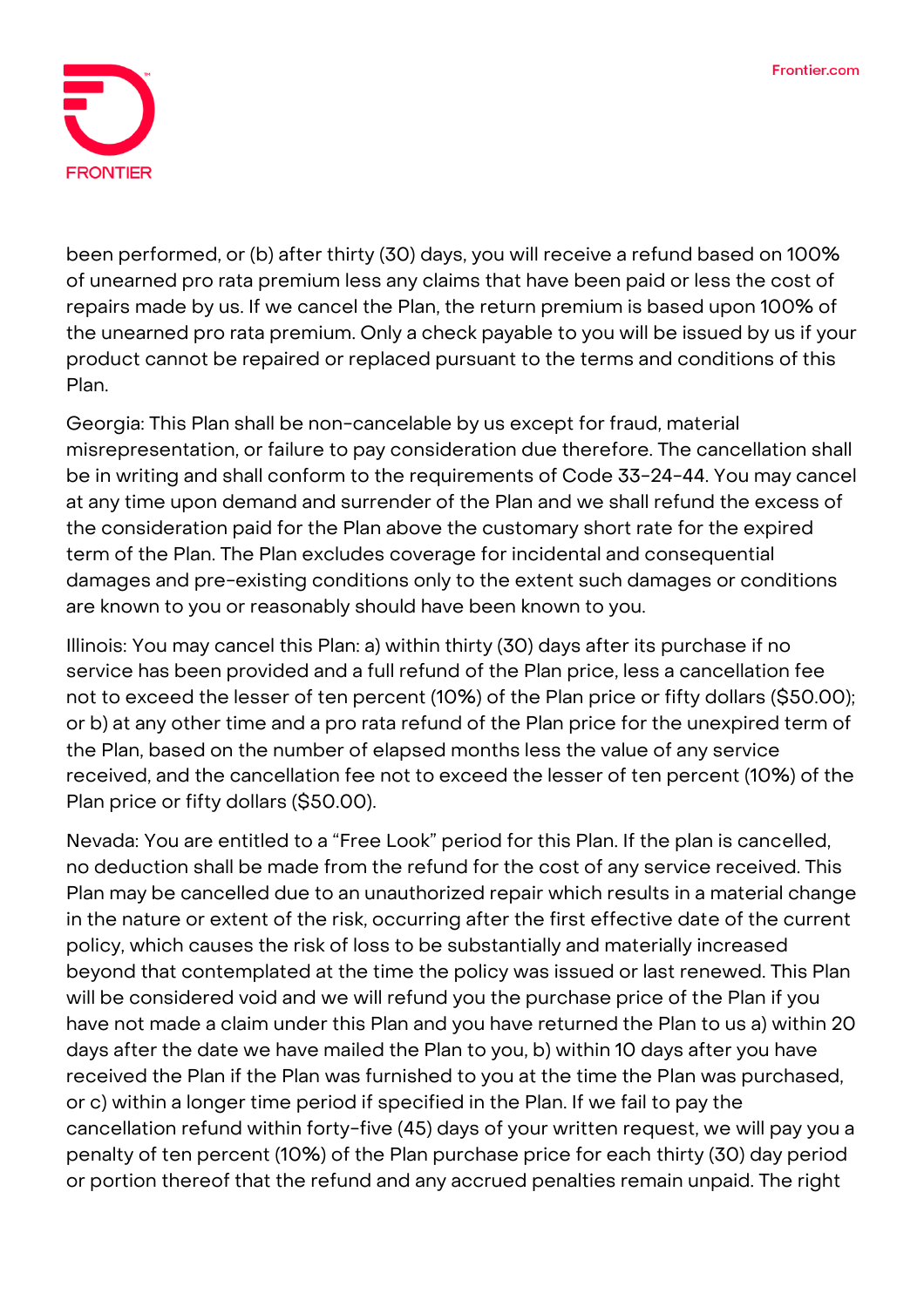been performed, or (b) after thirty (30) days, you will receive a refund based on 100% of unearned pro rata premium less any claims that have been paid or less the cost of repairs made by us. If we cancel the Plan, the return premium is based upon 100% of the unearned pro rata premium. Only a check payable to you will be issued by us if your product cannot be repaired or replaced pursuant to the terms and conditions of this Plan.

Georgia: This Plan shall be non-cancelable by us except for fraud, material misrepresentation, or failure to pay consideration due therefore. The cancellation shall be in writing and shall conform to the requirements of Code 33-24-44. You may cancel at any time upon demand and surrender of the Plan and we shall refund the excess of the consideration paid for the Plan above the customary short rate for the expired term of the Plan. The Plan excludes coverage for incidental and consequential damages and pre-existing conditions only to the extent such damages or conditions are known to you or reasonably should have been known to you.

Illinois: You may cancel this Plan: a) within thirty (30) days after its purchase if no service has been provided and a full refund of the Plan price, less a cancellation fee not to exceed the lesser of ten percent (10%) of the Plan price or fifty dollars ($50.00); or b) at any other time and a pro rata refund of the Plan price for the unexpired term of the Plan, based on the number of elapsed months less the value of any service received, and the cancellation fee not to exceed the lesser of ten percent (10%) of the Plan price or fifty dollars ($50.00).

Nevada: You are entitled to a "Free Look" period for this Plan. If the plan is cancelled, no deduction shall be made from the refund for the cost of any service received. This Plan may be cancelled due to an unauthorized repair which results in a material change in the nature or extent of the risk, occurring after the first effective date of the current policy, which causes the risk of loss to be substantially and materially increased beyond that contemplated at the time the policy was issued or last renewed. This Plan will be considered void and we will refund you the purchase price of the Plan if you have not made a claim under this Plan and you have returned the Plan to us a) within 20 days after the date we have mailed the Plan to you, b) within 10 days after you have received the Plan if the Plan was furnished to you at the time the Plan was purchased, or c) within a longer time period if specified in the Plan. If we fail to pay the cancellation refund within forty-five (45) days of your written request, we will pay you a penalty of ten percent (10%) of the Plan purchase price for each thirty (30) day period or portion thereof that the refund and any accrued penalties remain unpaid. The right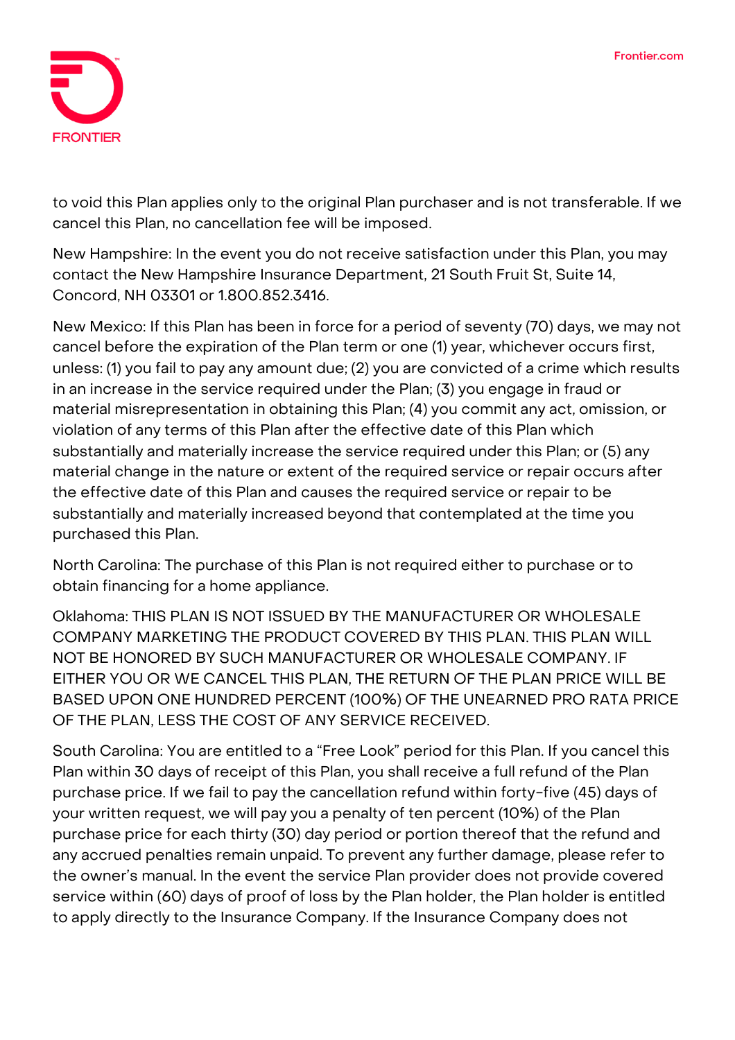to void this Plan applies only to the original Plan purchaser and is not transferable. If we cancel this Plan, no cancellation fee will be imposed.

New Hampshire: In the event you do not receive satisfaction under this Plan, you may contact the New Hampshire Insurance Department, 21 South Fruit St, Suite 14, Concord, NH 03301 or 1.800.852.3416.

New Mexico: If this Plan has been in force for a period of seventy (70) days, we may not cancel before the expiration of the Plan term or one (1) year, whichever occurs first, unless: (1) you fail to pay any amount due; (2) you are convicted of a crime which results in an increase in the service required under the Plan; (3) you engage in fraud or material misrepresentation in obtaining this Plan; (4) you commit any act, omission, or violation of any terms of this Plan after the effective date of this Plan which substantially and materially increase the service required under this Plan; or (5) any material change in the nature or extent of the required service or repair occurs after the effective date of this Plan and causes the required service or repair to be substantially and materially increased beyond that contemplated at the time you purchased this Plan.

North Carolina: The purchase of this Plan is not required either to purchase or to obtain financing for a home appliance.

Oklahoma: THIS PLAN IS NOT ISSUED BY THE MANUFACTURER OR WHOLESALE COMPANY MARKETING THE PRODUCT COVERED BY THIS PLAN. THIS PLAN WILL NOT BE HONORED BY SUCH MANUFACTURER OR WHOLESALE COMPANY. IF EITHER YOU OR WE CANCEL THIS PLAN, THE RETURN OF THE PLAN PRICE WILL BE BASED UPON ONE HUNDRED PERCENT (100%) OF THE UNEARNED PRO RATA PRICE OF THE PLAN, LESS THE COST OF ANY SERVICE RECEIVED.

South Carolina: You are entitled to a "Free Look" period for this Plan. If you cancel this Plan within 30 days of receipt of this Plan, you shall receive a full refund of the Plan purchase price. If we fail to pay the cancellation refund within forty-five (45) days of your written request, we will pay you a penalty of ten percent (10%) of the Plan purchase price for each thirty (30) day period or portion thereof that the refund and any accrued penalties remain unpaid. To prevent any further damage, please refer to the owner's manual. In the event the service Plan provider does not provide covered service within (60) days of proof of loss by the Plan holder, the Plan holder is entitled to apply directly to the Insurance Company. If the Insurance Company does not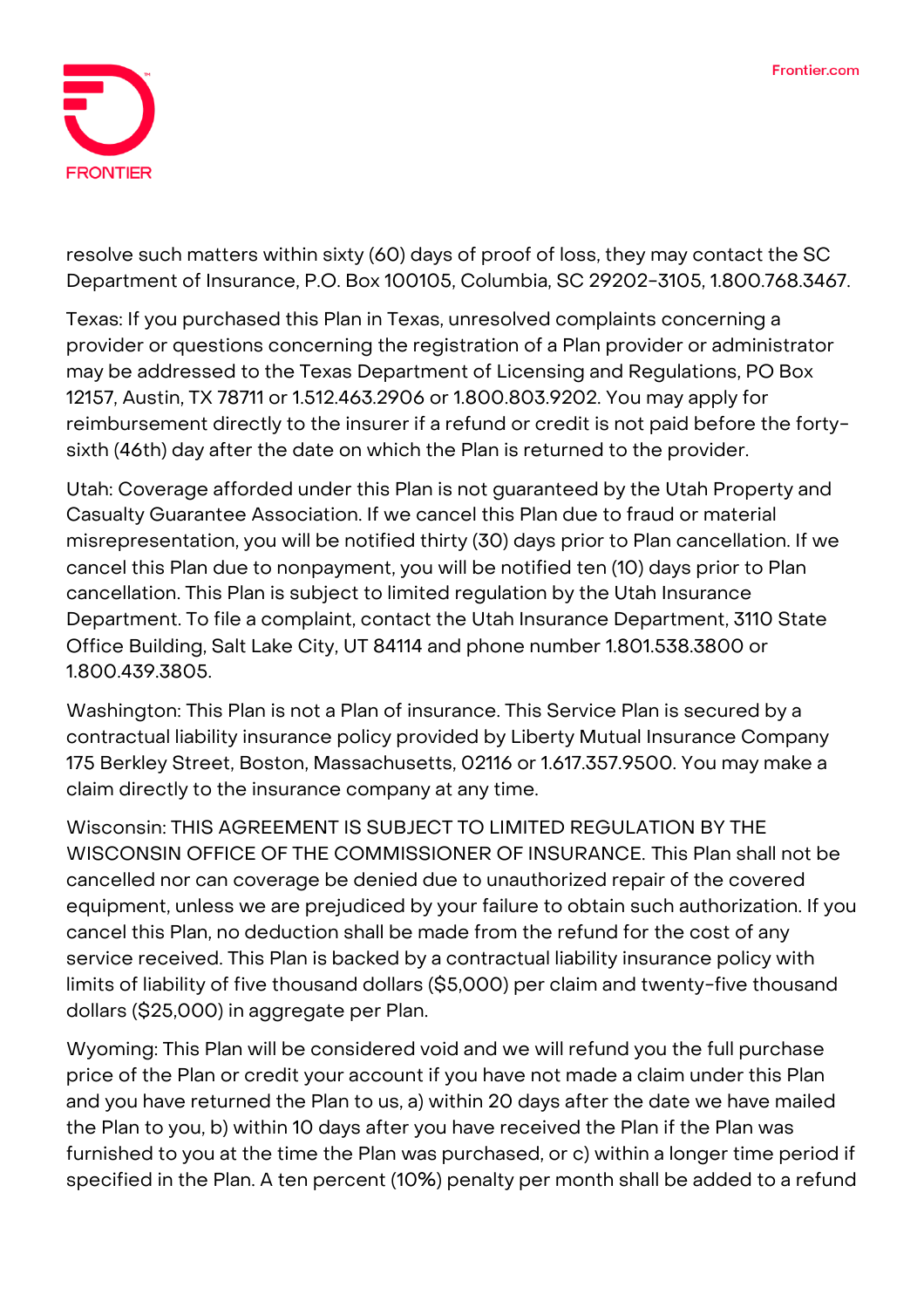resolve such matters within sixty (60) days of proof of loss, they may contact the SC Department of Insurance, P.O. Box 100105, Columbia, SC 29202-3105, 1.800.768.3467.

Texas: If you purchased this Plan in Texas, unresolved complaints concerning a provider or questions concerning the registration of a Plan provider or administrator may be addressed to the Texas Department of Licensing and Regulations, PO Box 12157, Austin, TX 78711 or 1.512.463.2906 or 1.800.803.9202. You may apply for reimbursement directly to the insurer if a refund or credit is not paid before the forty-sixth (46th) day after the date on which the Plan is returned to the provider.

Utah: Coverage afforded under this Plan is not guaranteed by the Utah Property and Casualty Guarantee Association. If we cancel this Plan due to fraud or material misrepresentation, you will be notified thirty (30) days prior to Plan cancellation. If we cancel this Plan due to nonpayment, you will be notified ten (10) days prior to Plan cancellation. This Plan is subject to limited regulation by the Utah Insurance Department. To file a complaint, contact the Utah Insurance Department, 3110 State Office Building, Salt Lake City, UT 84114 and phone number 1.801.538.3800 or 1.800.439.3805.

Washington: This Plan is not a Plan of insurance. This Service Plan is secured by a contractual liability insurance policy provided by Liberty Mutual Insurance Company 175 Berkley Street, Boston, Massachusetts, 02116 or 1.617.357.9500. You may make a claim directly to the insurance company at any time.

Wisconsin: THIS AGREEMENT IS SUBJECT TO LIMITED REGULATION BY THE WISCONSIN OFFICE OF THE COMMISSIONER OF INSURANCE. This Plan shall not be cancelled nor can coverage be denied due to unauthorized repair of the covered equipment, unless we are prejudiced by your failure to obtain such authorization. If you cancel this Plan, no deduction shall be made from the refund for the cost of any service received. This Plan is backed by a contractual liability insurance policy with limits of liability of five thousand dollars ($5,000) per claim and twenty-five thousand dollars ($25,000) in aggregate per Plan.

Wyoming: This Plan will be considered void and we will refund you the full purchase price of the Plan or credit your account if you have not made a claim under this Plan and you have returned the Plan to us, a) within 20 days after the date we have mailed the Plan to you, b) within 10 days after you have received the Plan if the Plan was furnished to you at the time the Plan was purchased, or c) within a longer time period if specified in the Plan. A ten percent (10%) penalty per month shall be added to a refund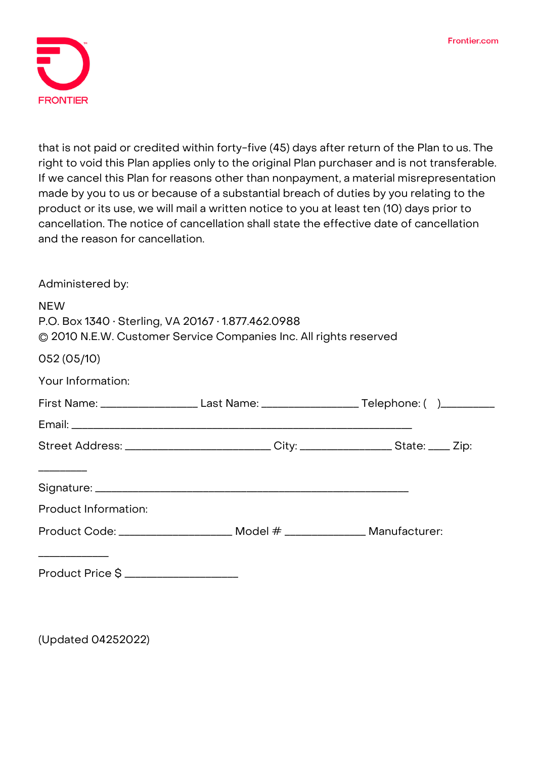that is not paid or credited within forty-five (45) days after return of the Plan to us. The right to void this Plan applies only to the original Plan purchaser and is not transferable. If we cancel this Plan for reasons other than nonpayment, a material misrepresentation made by you to us or because of a substantial breach of duties by you relating to the product or its use, we will mail a written notice to you at least ten (10) days prior to cancellation. The notice of cancellation shall state the effective date of cancellation and the reason for cancellation.

Administered by:

NEW
P.O. Box 1340 · Sterling, VA 20167 · 1.877.462.0988
© 2010 N.E.W. Customer Service Companies Inc. All rights reserved

052 (05/10)

Your Information:

First Name: _________________ Last Name: _________________ Telephone: (    )__________

Email: ____________________________________________________________

Street Address: __________________________ City: ________________ State: ____ Zip: _________

Signature: ________________________________________________________

Product Information:

Product Code: ____________________ Model # ______________ Manufacturer: ____________

Product Price $ ____________________

(Updated 04252022)